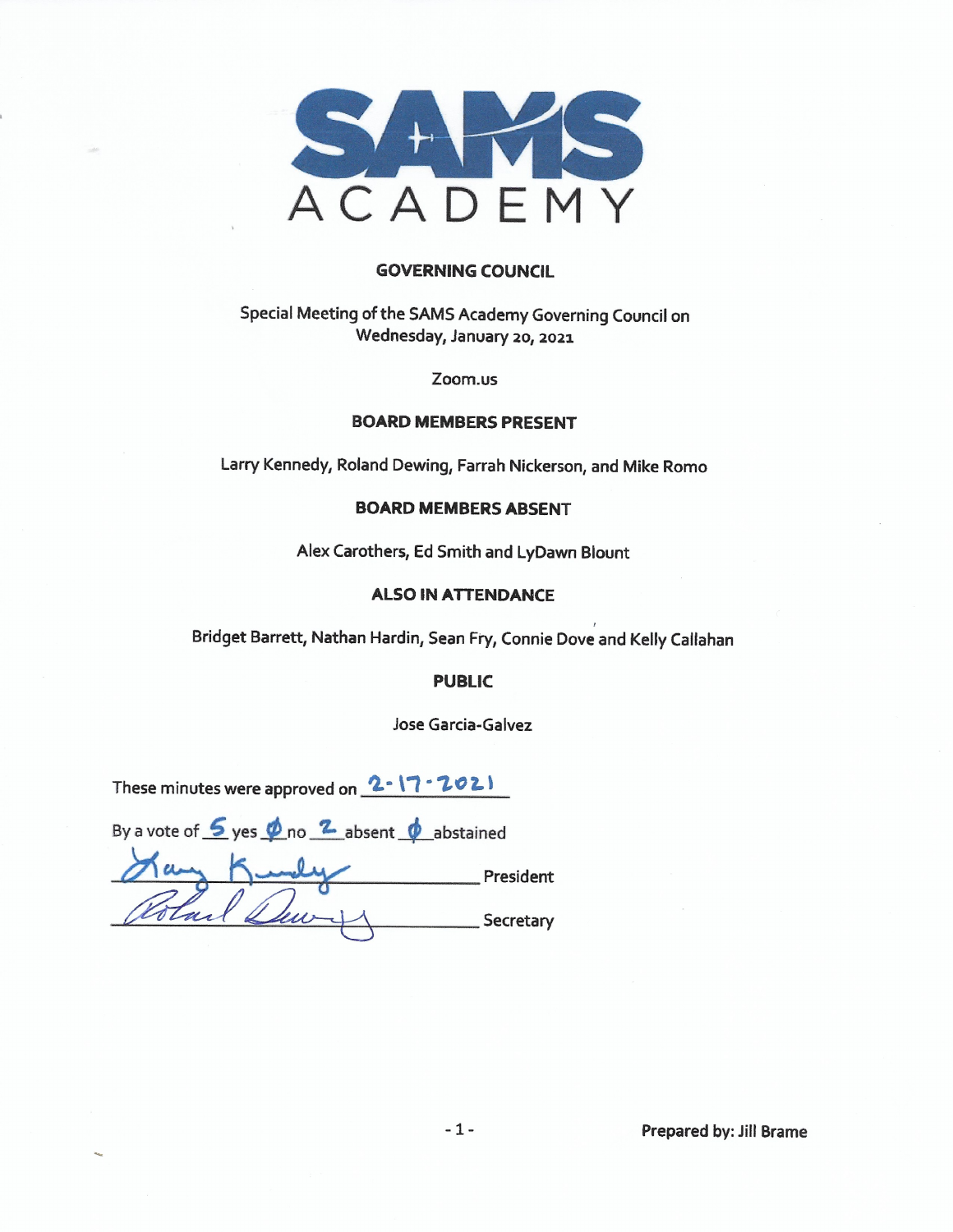# SAMS ACADEMY

## GOVERNING COUNCIL

Special Meeting of the SAMS Academy Governing Council on Wednesday, January 20, 2021

Zoom.us

### BOARD MEMBERS PRESENT

Larry Kennedy, Roland Dewing, Farrah Nickerson, and Mike Romo

### BOARD MEMBERS ABSENT

Alex Carothers, Ed Smith and LyDawn Blount

### ALSO IN ATTENDANCE

Bridget Barrett, Nathan Hardin, Sean Fry, Connie Dove and Kelly Callahan

### PUBLIC

Jose Garcia-Galvez

These minutes were approved on 2-17-2021

By a vote of 5 yes Ø no 2 absent Ø abstained

_______________ President

_______________ Secretary

Prepared by: Jill Brame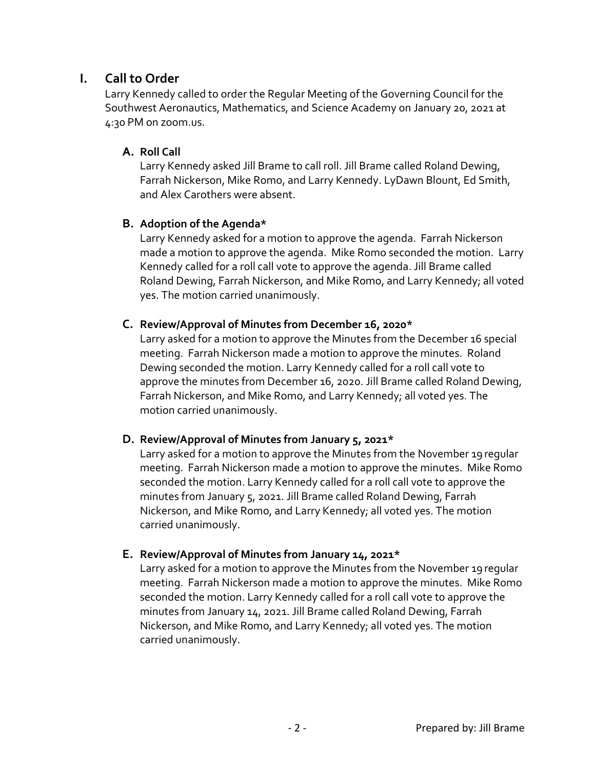# I. Call to Order

Larry Kennedy called to order the Regular Meeting of the Governing Council for the Southwest Aeronautics, Mathematics, and Science Academy on January 20, 2021 at 4:30 PM on zoom.us.

## A. Roll Call

Larry Kennedy asked Jill Brame to call roll. Jill Brame called Roland Dewing, Farrah Nickerson, Mike Romo, and Larry Kennedy. LyDawn Blount, Ed Smith, and Alex Carothers were absent.

## B. Adoption of the Agenda*

Larry Kennedy asked for a motion to approve the agenda. Farrah Nickerson made a motion to approve the agenda. Mike Romo seconded the motion. Larry Kennedy called for a roll call vote to approve the agenda. Jill Brame called Roland Dewing, Farrah Nickerson, and Mike Romo, and Larry Kennedy; all voted yes. The motion carried unanimously.

## C. Review/Approval of Minutes from December 16, 2020*

Larry asked for a motion to approve the Minutes from the December 16 special meeting. Farrah Nickerson made a motion to approve the minutes. Roland Dewing seconded the motion. Larry Kennedy called for a roll call vote to approve the minutes from December 16, 2020. Jill Brame called Roland Dewing, Farrah Nickerson, and Mike Romo, and Larry Kennedy; all voted yes. The motion carried unanimously.

## D. Review/Approval of Minutes from January 5, 2021*

Larry asked for a motion to approve the Minutes from the November 19 regular meeting. Farrah Nickerson made a motion to approve the minutes. Mike Romo seconded the motion. Larry Kennedy called for a roll call vote to approve the minutes from January 5, 2021. Jill Brame called Roland Dewing, Farrah Nickerson, and Mike Romo, and Larry Kennedy; all voted yes. The motion carried unanimously.

## E. Review/Approval of Minutes from January 14, 2021*

Larry asked for a motion to approve the Minutes from the November 19 regular meeting. Farrah Nickerson made a motion to approve the minutes. Mike Romo seconded the motion. Larry Kennedy called for a roll call vote to approve the minutes from January 14, 2021. Jill Brame called Roland Dewing, Farrah Nickerson, and Mike Romo, and Larry Kennedy; all voted yes. The motion carried unanimously.

Prepared by: Jill Brame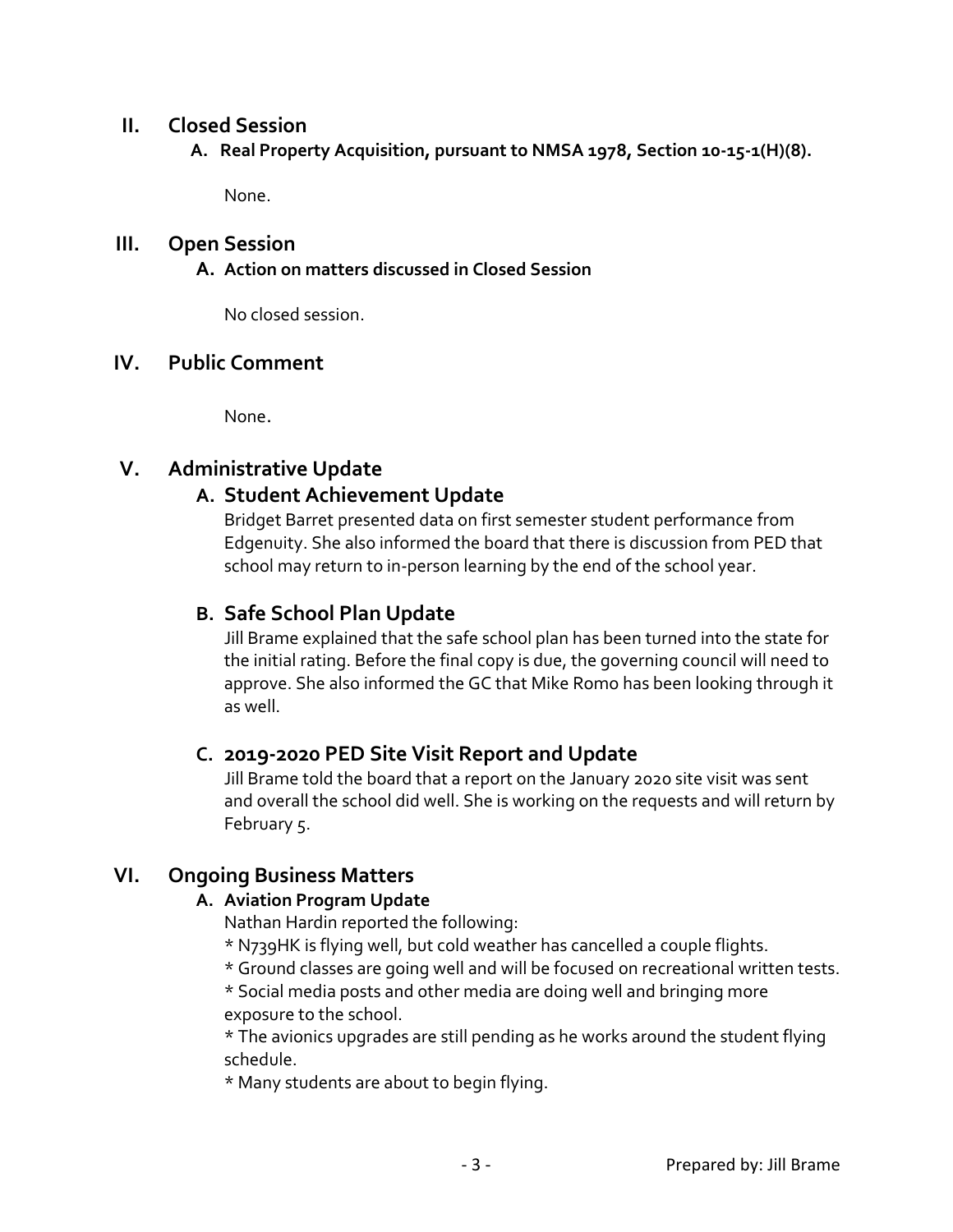## II. Closed Session

### A. Real Property Acquisition, pursuant to NMSA 1978, Section 10-15-1(H)(8).

None.

## III. Open Session

### A. Action on matters discussed in Closed Session

No closed session.

## IV. Public Comment

None.

## V. Administrative Update

### A. Student Achievement Update

Bridget Barret presented data on first semester student performance from Edgenuity. She also informed the board that there is discussion from PED that school may return to in-person learning by the end of the school year.

### B. Safe School Plan Update

Jill Brame explained that the safe school plan has been turned into the state for the initial rating. Before the final copy is due, the governing council will need to approve. She also informed the GC that Mike Romo has been looking through it as well.

### C. 2019-2020 PED Site Visit Report and Update

Jill Brame told the board that a report on the January 2020 site visit was sent and overall the school did well. She is working on the requests and will return by February 5.

## VI. Ongoing Business Matters

### A. Aviation Program Update

Nathan Hardin reported the following:

* N739HK is flying well, but cold weather has cancelled a couple flights.
* Ground classes are going well and will be focused on recreational written tests.
* Social media posts and other media are doing well and bringing more exposure to the school.
* The avionics upgrades are still pending as he works around the student flying schedule.
* Many students are about to begin flying.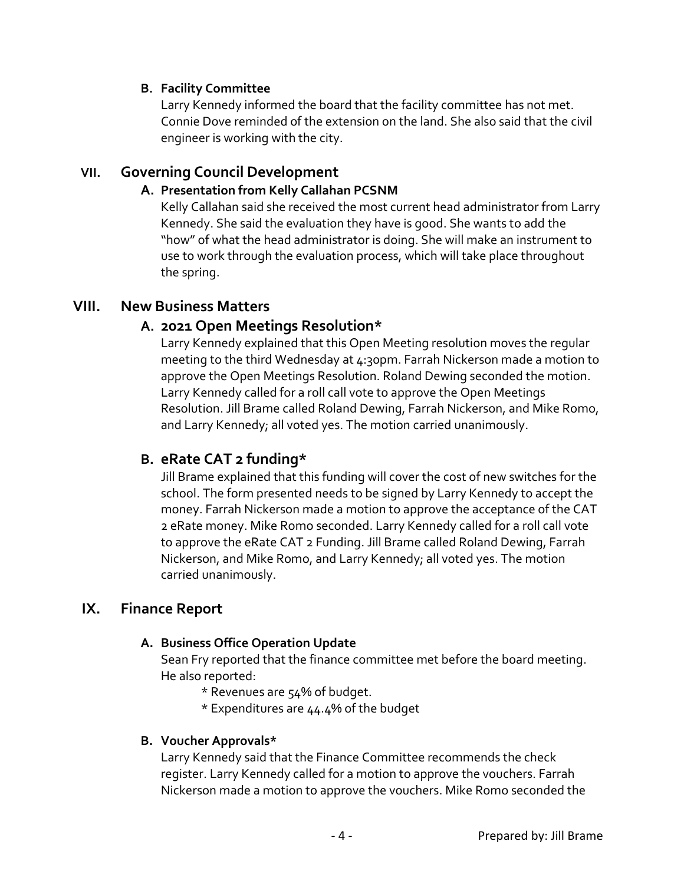### B. Facility Committee

Larry Kennedy informed the board that the facility committee has not met. Connie Dove reminded of the extension on the land. She also said that the civil engineer is working with the city.

## VII. Governing Council Development

### A. Presentation from Kelly Callahan PCSNM

Kelly Callahan said she received the most current head administrator from Larry Kennedy. She said the evaluation they have is good. She wants to add the "how" of what the head administrator is doing. She will make an instrument to use to work through the evaluation process, which will take place throughout the spring.

## VIII. New Business Matters

### A. 2021 Open Meetings Resolution*

Larry Kennedy explained that this Open Meeting resolution moves the regular meeting to the third Wednesday at 4:30pm. Farrah Nickerson made a motion to approve the Open Meetings Resolution. Roland Dewing seconded the motion. Larry Kennedy called for a roll call vote to approve the Open Meetings Resolution. Jill Brame called Roland Dewing, Farrah Nickerson, and Mike Romo, and Larry Kennedy; all voted yes. The motion carried unanimously.

### B. eRate CAT 2 funding*

Jill Brame explained that this funding will cover the cost of new switches for the school. The form presented needs to be signed by Larry Kennedy to accept the money. Farrah Nickerson made a motion to approve the acceptance of the CAT 2 eRate money. Mike Romo seconded. Larry Kennedy called for a roll call vote to approve the eRate CAT 2 Funding. Jill Brame called Roland Dewing, Farrah Nickerson, and Mike Romo, and Larry Kennedy; all voted yes. The motion carried unanimously.

## IX. Finance Report

### A. Business Office Operation Update

Sean Fry reported that the finance committee met before the board meeting. He also reported:

* Revenues are 54% of budget.
* Expenditures are 44.4% of the budget

### B. Voucher Approvals*

Larry Kennedy said that the Finance Committee recommends the check register. Larry Kennedy called for a motion to approve the vouchers. Farrah Nickerson made a motion to approve the vouchers. Mike Romo seconded the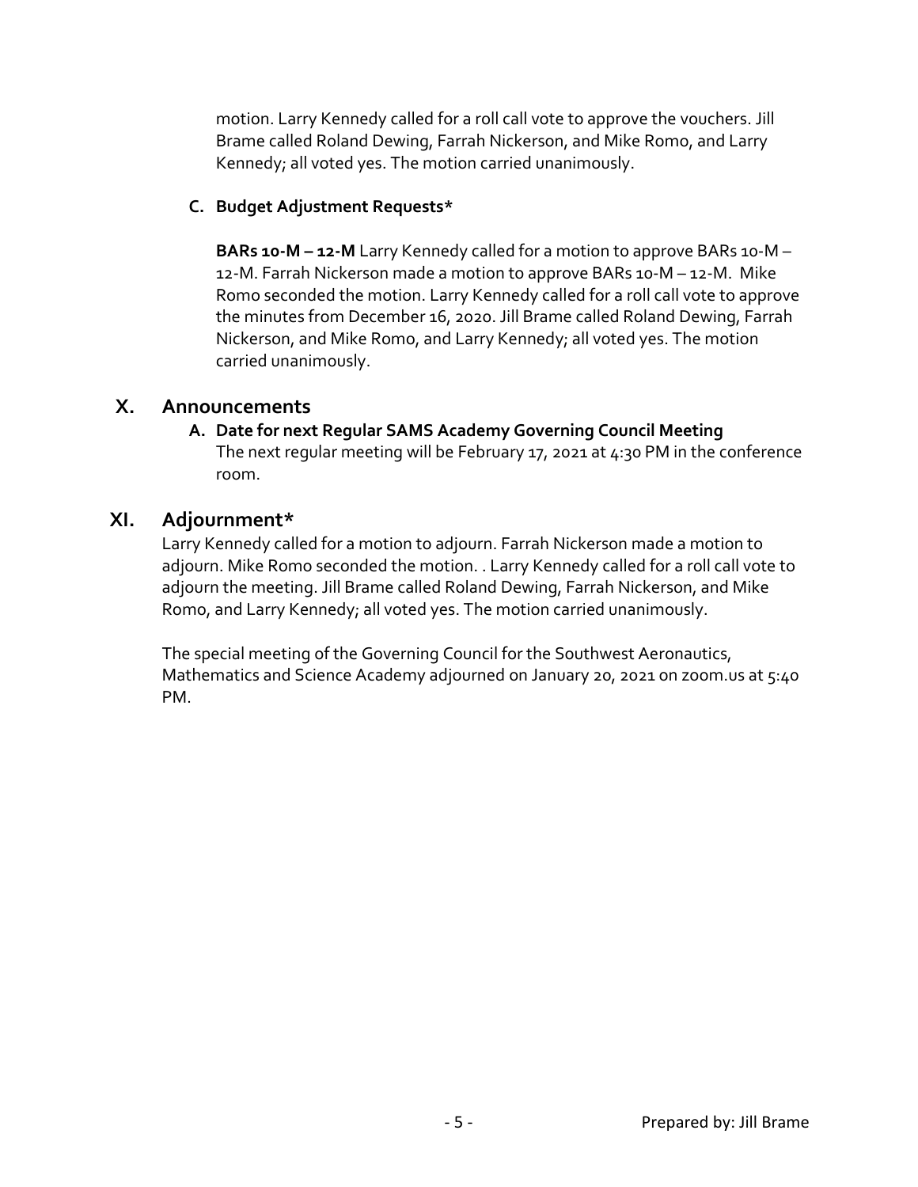motion. Larry Kennedy called for a roll call vote to approve the vouchers. Jill Brame called Roland Dewing, Farrah Nickerson, and Mike Romo, and Larry Kennedy; all voted yes. The motion carried unanimously.

### C. Budget Adjustment Requests*

**BARs 10-M – 12-M** Larry Kennedy called for a motion to approve BARs 10-M – 12-M. Farrah Nickerson made a motion to approve BARs 10-M – 12-M. Mike Romo seconded the motion. Larry Kennedy called for a roll call vote to approve the minutes from December 16, 2020. Jill Brame called Roland Dewing, Farrah Nickerson, and Mike Romo, and Larry Kennedy; all voted yes. The motion carried unanimously.

## X. Announcements

### A. Date for next Regular SAMS Academy Governing Council Meeting

The next regular meeting will be February 17, 2021 at 4:30 PM in the conference room.

## XI. Adjournment*

Larry Kennedy called for a motion to adjourn. Farrah Nickerson made a motion to adjourn. Mike Romo seconded the motion. . Larry Kennedy called for a roll call vote to adjourn the meeting. Jill Brame called Roland Dewing, Farrah Nickerson, and Mike Romo, and Larry Kennedy; all voted yes. The motion carried unanimously.

The special meeting of the Governing Council for the Southwest Aeronautics, Mathematics and Science Academy adjourned on January 20, 2021 on zoom.us at 5:40 PM.

Prepared by: Jill Brame